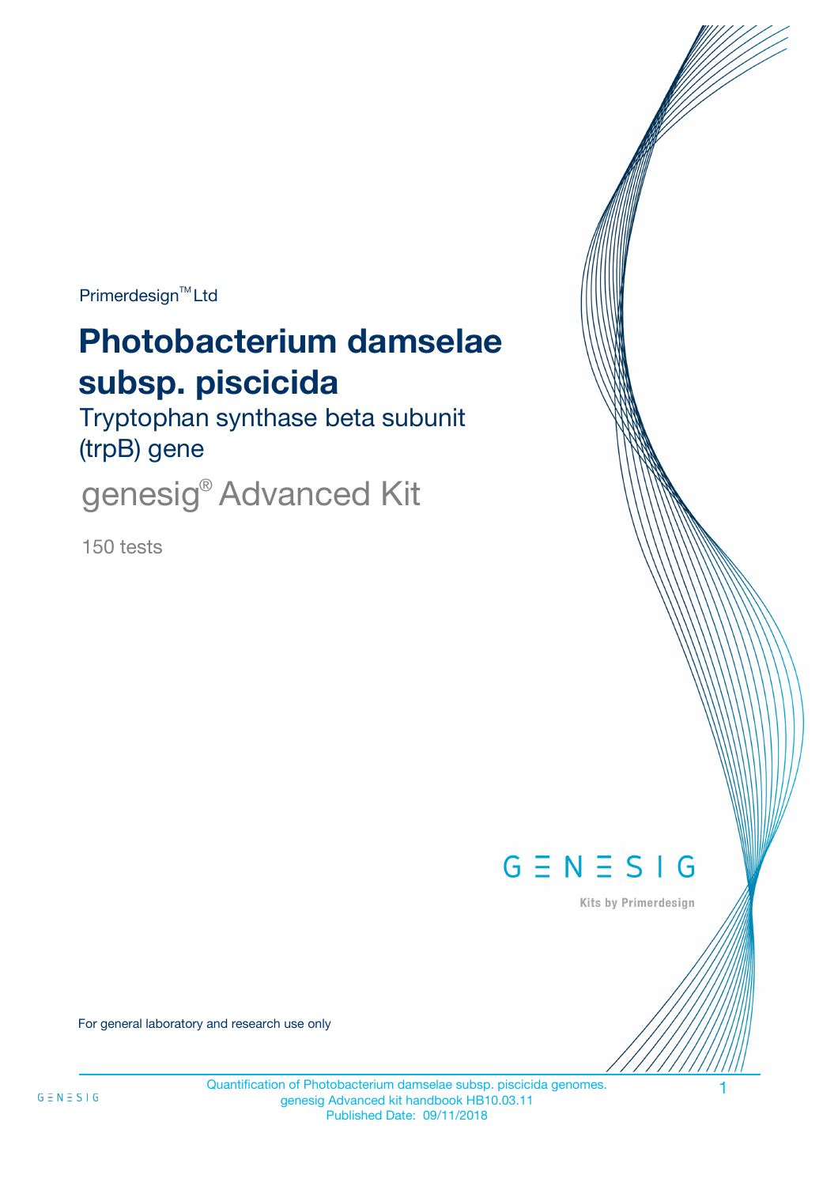Primerdesign™ Ltd

# Photobacterium damselae subsp. piscicida

## Tryptophan synthase beta subunit (trpB) gene

## genesig® Advanced Kit

150 tests

GENESIG

Kits by Primerdesign

For general laboratory and research use only

Quantification of Photobacterium damselae subsp. piscicida genomes.
genesig Advanced kit handbook HB10.03.11
Published Date: 09/11/2018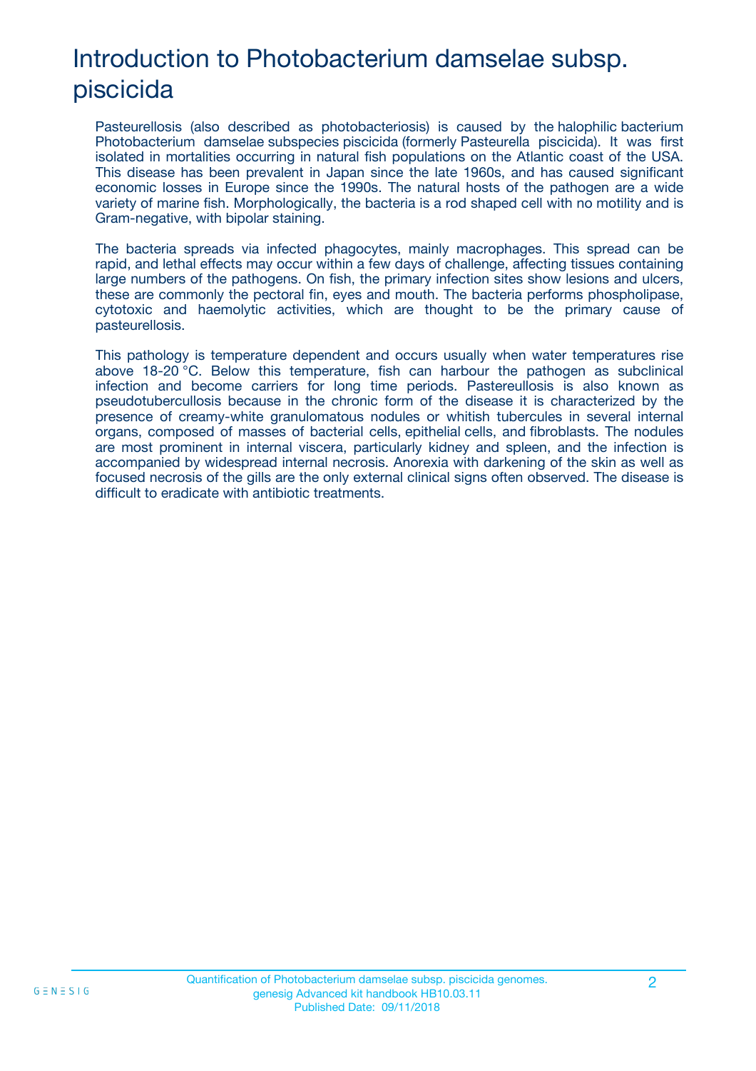# Introduction to Photobacterium damselae subsp. piscicida

Pasteurellosis (also described as photobacteriosis) is caused by the halophilic bacterium Photobacterium damselae subspecies piscicida (formerly Pasteurella piscicida). It was first isolated in mortalities occurring in natural fish populations on the Atlantic coast of the USA. This disease has been prevalent in Japan since the late 1960s, and has caused significant economic losses in Europe since the 1990s. The natural hosts of the pathogen are a wide variety of marine fish. Morphologically, the bacteria is a rod shaped cell with no motility and is Gram-negative, with bipolar staining.

The bacteria spreads via infected phagocytes, mainly macrophages. This spread can be rapid, and lethal effects may occur within a few days of challenge, affecting tissues containing large numbers of the pathogens. On fish, the primary infection sites show lesions and ulcers, these are commonly the pectoral fin, eyes and mouth. The bacteria performs phospholipase, cytotoxic and haemolytic activities, which are thought to be the primary cause of pasteurellosis.

This pathology is temperature dependent and occurs usually when water temperatures rise above 18-20 °C. Below this temperature, fish can harbour the pathogen as subclinical infection and become carriers for long time periods. Pastereullosis is also known as pseudotubercullosis because in the chronic form of the disease it is characterized by the presence of creamy-white granulomatous nodules or whitish tubercules in several internal organs, composed of masses of bacterial cells, epithelial cells, and fibroblasts. The nodules are most prominent in internal viscera, particularly kidney and spleen, and the infection is accompanied by widespread internal necrosis. Anorexia with darkening of the skin as well as focused necrosis of the gills are the only external clinical signs often observed. The disease is difficult to eradicate with antibiotic treatments.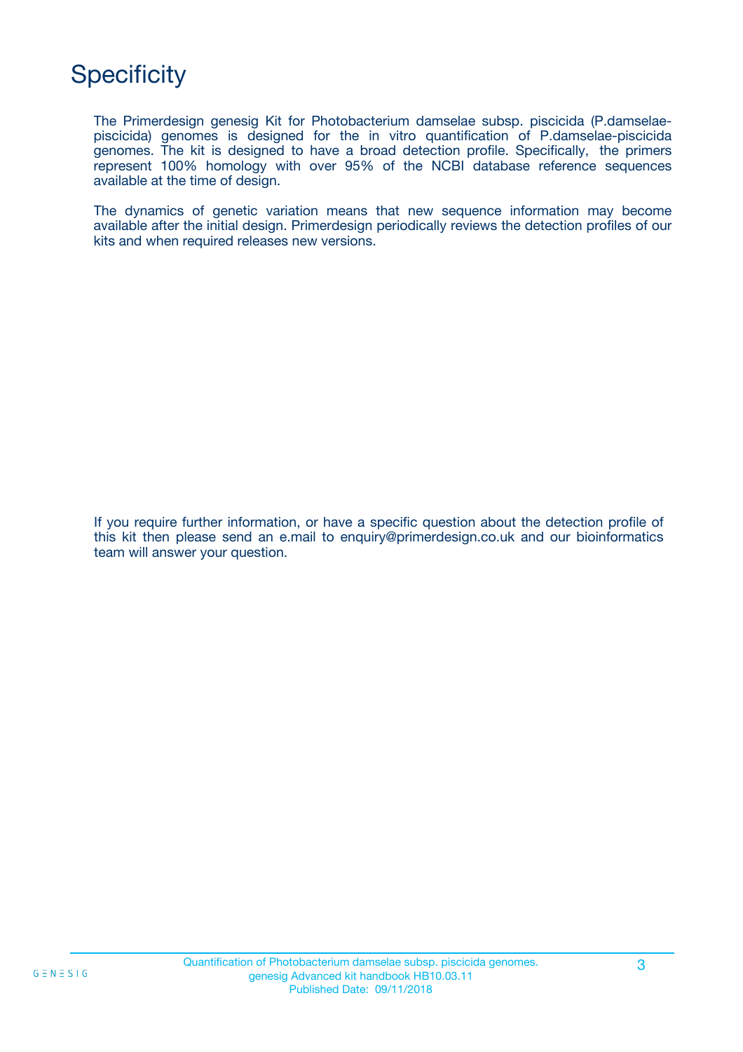# Specificity

The Primerdesign genesig Kit for Photobacterium damselae subsp. piscicida (P.damselae-piscicida) genomes is designed for the in vitro quantification of P.damselae-piscicida genomes. The kit is designed to have a broad detection profile. Specifically, the primers represent 100% homology with over 95% of the NCBI database reference sequences available at the time of design.

The dynamics of genetic variation means that new sequence information may become available after the initial design. Primerdesign periodically reviews the detection profiles of our kits and when required releases new versions.

If you require further information, or have a specific question about the detection profile of this kit then please send an e.mail to enquiry@primerdesign.co.uk and our bioinformatics team will answer your question.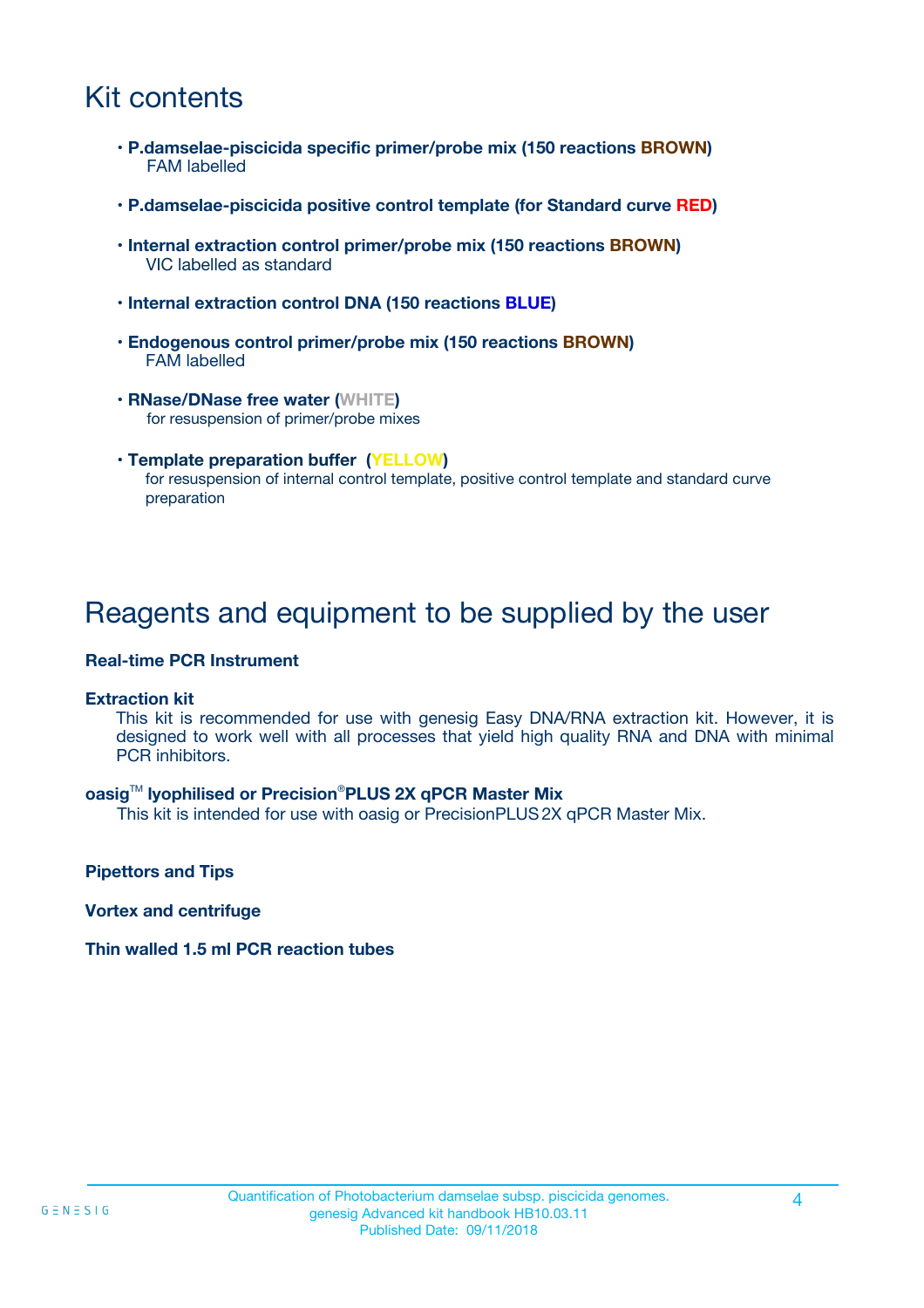# Kit contents

- **P.damselae-piscicida specific primer/probe mix (150 reactions BROWN)**
  FAM labelled
- **P.damselae-piscicida positive control template (for Standard curve RED)**
- **Internal extraction control primer/probe mix (150 reactions BROWN)**
  VIC labelled as standard
- **Internal extraction control DNA (150 reactions BLUE)**
- **Endogenous control primer/probe mix (150 reactions BROWN)**
  FAM labelled
- **RNase/DNase free water (WHITE)**
  for resuspension of primer/probe mixes
- **Template preparation buffer (YELLOW)**
  for resuspension of internal control template, positive control template and standard curve preparation

# Reagents and equipment to be supplied by the user

**Real-time PCR Instrument**

**Extraction kit**

This kit is recommended for use with genesig Easy DNA/RNA extraction kit. However, it is designed to work well with all processes that yield high quality RNA and DNA with minimal PCR inhibitors.

**oasig™ lyophilised or Precision®PLUS 2X qPCR Master Mix**

This kit is intended for use with oasig or PrecisionPLUS 2X qPCR Master Mix.

**Pipettors and Tips**

**Vortex and centrifuge**

**Thin walled 1.5 ml PCR reaction tubes**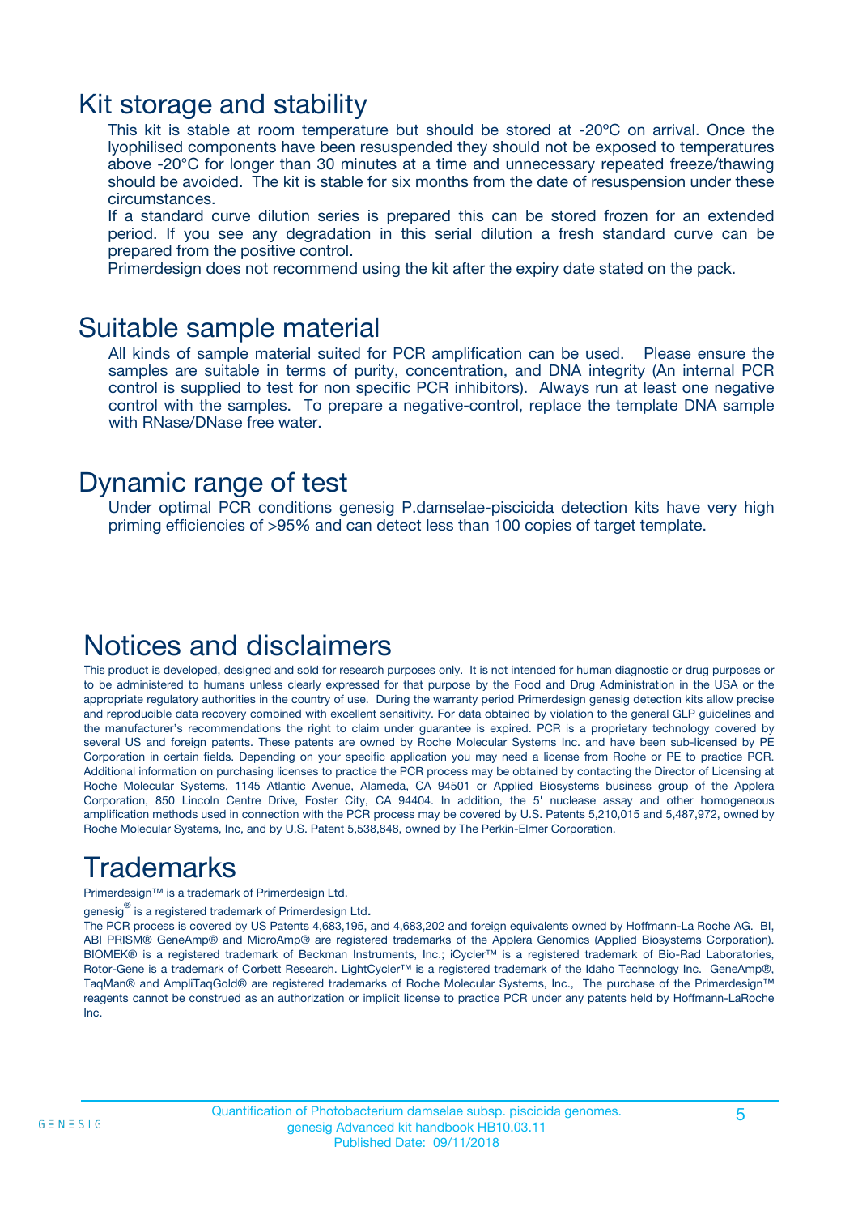## Kit storage and stability

This kit is stable at room temperature but should be stored at -20ºC on arrival. Once the lyophilised components have been resuspended they should not be exposed to temperatures above -20°C for longer than 30 minutes at a time and unnecessary repeated freeze/thawing should be avoided. The kit is stable for six months from the date of resuspension under these circumstances.

If a standard curve dilution series is prepared this can be stored frozen for an extended period. If you see any degradation in this serial dilution a fresh standard curve can be prepared from the positive control.

Primerdesign does not recommend using the kit after the expiry date stated on the pack.

## Suitable sample material

All kinds of sample material suited for PCR amplification can be used. Please ensure the samples are suitable in terms of purity, concentration, and DNA integrity (An internal PCR control is supplied to test for non specific PCR inhibitors). Always run at least one negative control with the samples. To prepare a negative-control, replace the template DNA sample with RNase/DNase free water.

## Dynamic range of test

Under optimal PCR conditions genesig P.damselae-piscicida detection kits have very high priming efficiencies of >95% and can detect less than 100 copies of target template.

## Notices and disclaimers

This product is developed, designed and sold for research purposes only. It is not intended for human diagnostic or drug purposes or to be administered to humans unless clearly expressed for that purpose by the Food and Drug Administration in the USA or the appropriate regulatory authorities in the country of use. During the warranty period Primerdesign genesig detection kits allow precise and reproducible data recovery combined with excellent sensitivity. For data obtained by violation to the general GLP guidelines and the manufacturer's recommendations the right to claim under guarantee is expired. PCR is a proprietary technology covered by several US and foreign patents. These patents are owned by Roche Molecular Systems Inc. and have been sub-licensed by PE Corporation in certain fields. Depending on your specific application you may need a license from Roche or PE to practice PCR. Additional information on purchasing licenses to practice the PCR process may be obtained by contacting the Director of Licensing at Roche Molecular Systems, 1145 Atlantic Avenue, Alameda, CA 94501 or Applied Biosystems business group of the Applera Corporation, 850 Lincoln Centre Drive, Foster City, CA 94404. In addition, the 5' nuclease assay and other homogeneous amplification methods used in connection with the PCR process may be covered by U.S. Patents 5,210,015 and 5,487,972, owned by Roche Molecular Systems, Inc, and by U.S. Patent 5,538,848, owned by The Perkin-Elmer Corporation.

## Trademarks

Primerdesign™ is a trademark of Primerdesign Ltd.

genesig® is a registered trademark of Primerdesign Ltd.

The PCR process is covered by US Patents 4,683,195, and 4,683,202 and foreign equivalents owned by Hoffmann-La Roche AG. BI, ABI PRISM® GeneAmp® and MicroAmp® are registered trademarks of the Applera Genomics (Applied Biosystems Corporation). BIOMEK® is a registered trademark of Beckman Instruments, Inc.; iCycler™ is a registered trademark of Bio-Rad Laboratories, Rotor-Gene is a trademark of Corbett Research. LightCycler™ is a registered trademark of the Idaho Technology Inc. GeneAmp®, TaqMan® and AmpliTaqGold® are registered trademarks of Roche Molecular Systems, Inc., The purchase of the Primerdesign™ reagents cannot be construed as an authorization or implicit license to practice PCR under any patents held by Hoffmann-LaRoche Inc.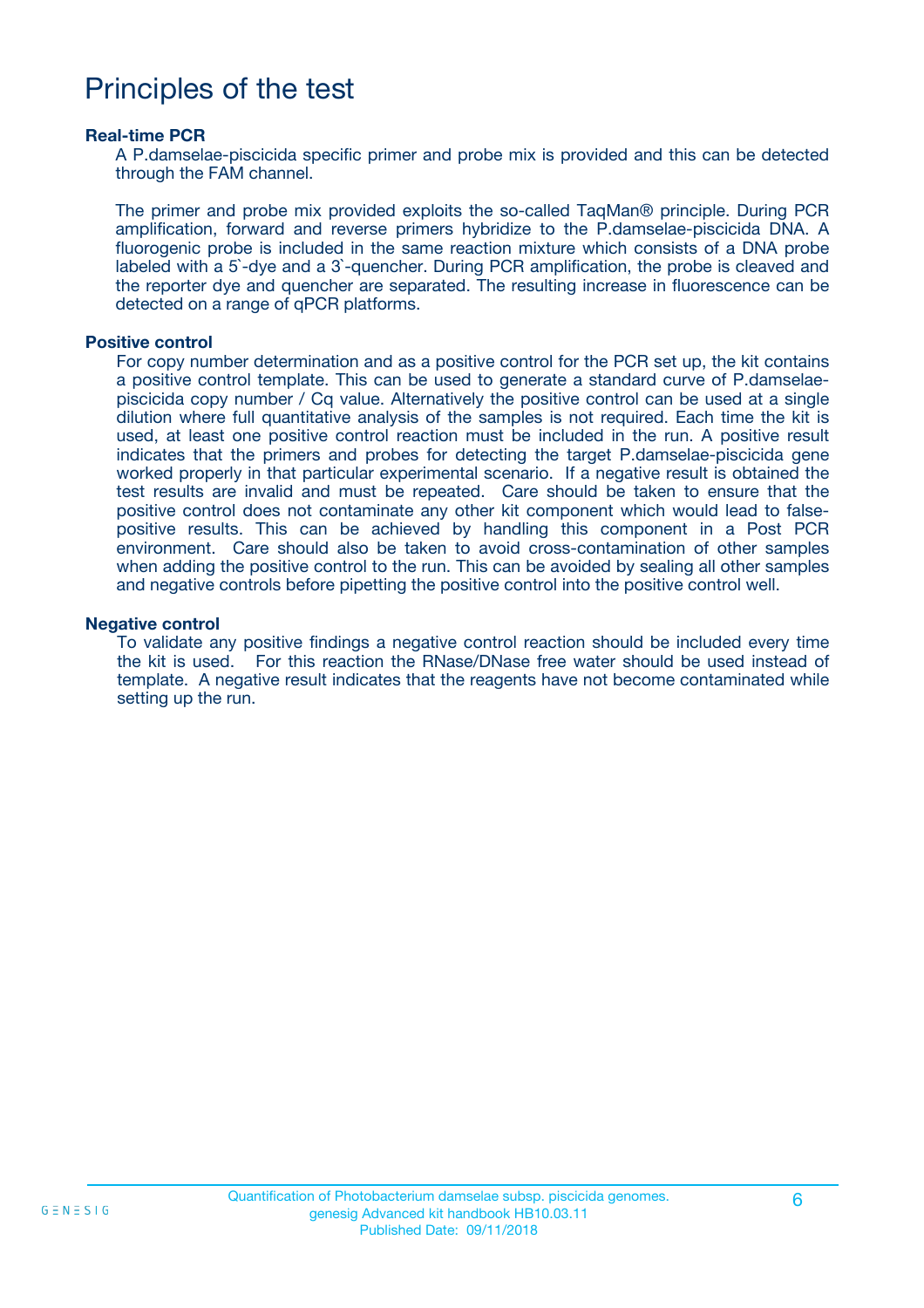# Principles of the test

### Real-time PCR

A P.damselae-piscicida specific primer and probe mix is provided and this can be detected through the FAM channel.

The primer and probe mix provided exploits the so-called TaqMan® principle. During PCR amplification, forward and reverse primers hybridize to the P.damselae-piscicida DNA. A fluorogenic probe is included in the same reaction mixture which consists of a DNA probe labeled with a 5`-dye and a 3`-quencher. During PCR amplification, the probe is cleaved and the reporter dye and quencher are separated. The resulting increase in fluorescence can be detected on a range of qPCR platforms.

### Positive control

For copy number determination and as a positive control for the PCR set up, the kit contains a positive control template. This can be used to generate a standard curve of P.damselae-piscicida copy number / Cq value. Alternatively the positive control can be used at a single dilution where full quantitative analysis of the samples is not required. Each time the kit is used, at least one positive control reaction must be included in the run. A positive result indicates that the primers and probes for detecting the target P.damselae-piscicida gene worked properly in that particular experimental scenario. If a negative result is obtained the test results are invalid and must be repeated. Care should be taken to ensure that the positive control does not contaminate any other kit component which would lead to false-positive results. This can be achieved by handling this component in a Post PCR environment. Care should also be taken to avoid cross-contamination of other samples when adding the positive control to the run. This can be avoided by sealing all other samples and negative controls before pipetting the positive control into the positive control well.

### Negative control

To validate any positive findings a negative control reaction should be included every time the kit is used. For this reaction the RNase/DNase free water should be used instead of template. A negative result indicates that the reagents have not become contaminated while setting up the run.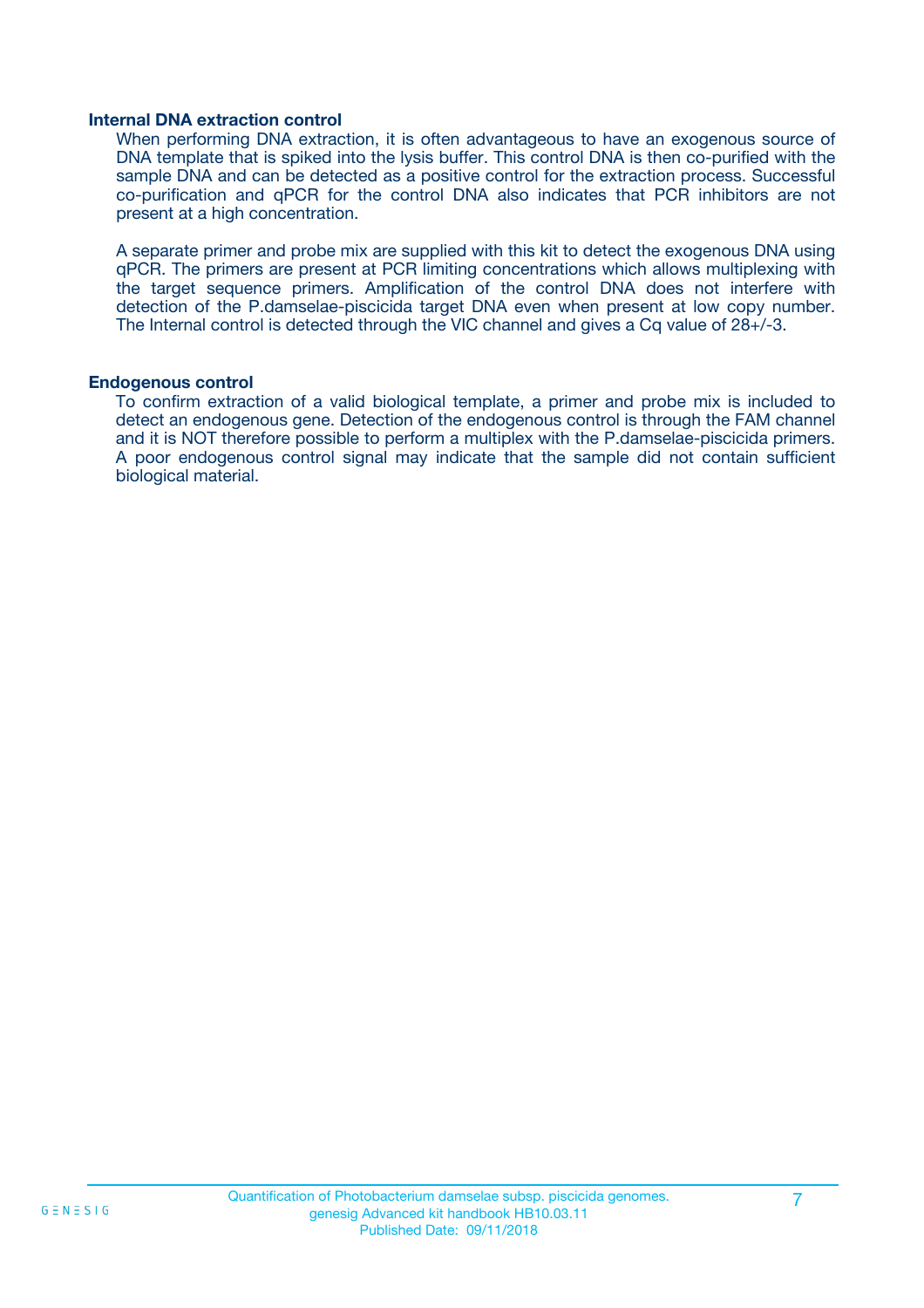### Internal DNA extraction control

When performing DNA extraction, it is often advantageous to have an exogenous source of DNA template that is spiked into the lysis buffer. This control DNA is then co-purified with the sample DNA and can be detected as a positive control for the extraction process. Successful co-purification and qPCR for the control DNA also indicates that PCR inhibitors are not present at a high concentration.

A separate primer and probe mix are supplied with this kit to detect the exogenous DNA using qPCR. The primers are present at PCR limiting concentrations which allows multiplexing with the target sequence primers. Amplification of the control DNA does not interfere with detection of the P.damselae-piscicida target DNA even when present at low copy number. The Internal control is detected through the VIC channel and gives a Cq value of 28+/-3.

### Endogenous control

To confirm extraction of a valid biological template, a primer and probe mix is included to detect an endogenous gene. Detection of the endogenous control is through the FAM channel and it is NOT therefore possible to perform a multiplex with the P.damselae-piscicida primers. A poor endogenous control signal may indicate that the sample did not contain sufficient biological material.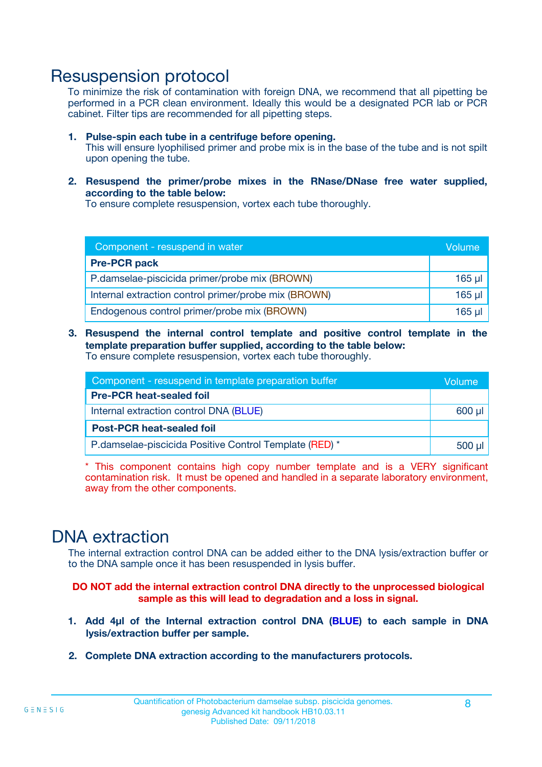# Resuspension protocol

To minimize the risk of contamination with foreign DNA, we recommend that all pipetting be performed in a PCR clean environment. Ideally this would be a designated PCR lab or PCR cabinet. Filter tips are recommended for all pipetting steps.

1. **Pulse-spin each tube in a centrifuge before opening.**
   This will ensure lyophilised primer and probe mix is in the base of the tube and is not spilt upon opening the tube.

2. **Resuspend the primer/probe mixes in the RNase/DNase free water supplied, according to the table below:**
   To ensure complete resuspension, vortex each tube thoroughly.

| Component - resuspend in water | Volume |
|---|---|
| **Pre-PCR pack** | |
| P.damselae-piscicida primer/probe mix (BROWN) | 165 µl |
| Internal extraction control primer/probe mix (BROWN) | 165 µl |
| Endogenous control primer/probe mix (BROWN) | 165 µl |

3. **Resuspend the internal control template and positive control template in the template preparation buffer supplied, according to the table below:**
   To ensure complete resuspension, vortex each tube thoroughly.

| Component - resuspend in template preparation buffer | Volume |
|---|---|
| **Pre-PCR heat-sealed foil** | |
| Internal extraction control DNA (BLUE) | 600 µl |
| **Post-PCR heat-sealed foil** | |
| P.damselae-piscicida Positive Control Template (RED) * | 500 µl |

\* This component contains high copy number template and is a VERY significant contamination risk. It must be opened and handled in a separate laboratory environment, away from the other components.

# DNA extraction

The internal extraction control DNA can be added either to the DNA lysis/extraction buffer or to the DNA sample once it has been resuspended in lysis buffer.

**DO NOT add the internal extraction control DNA directly to the unprocessed biological sample as this will lead to degradation and a loss in signal.**

1. **Add 4µl of the Internal extraction control DNA (BLUE) to each sample in DNA lysis/extraction buffer per sample.**

2. **Complete DNA extraction according to the manufacturers protocols.**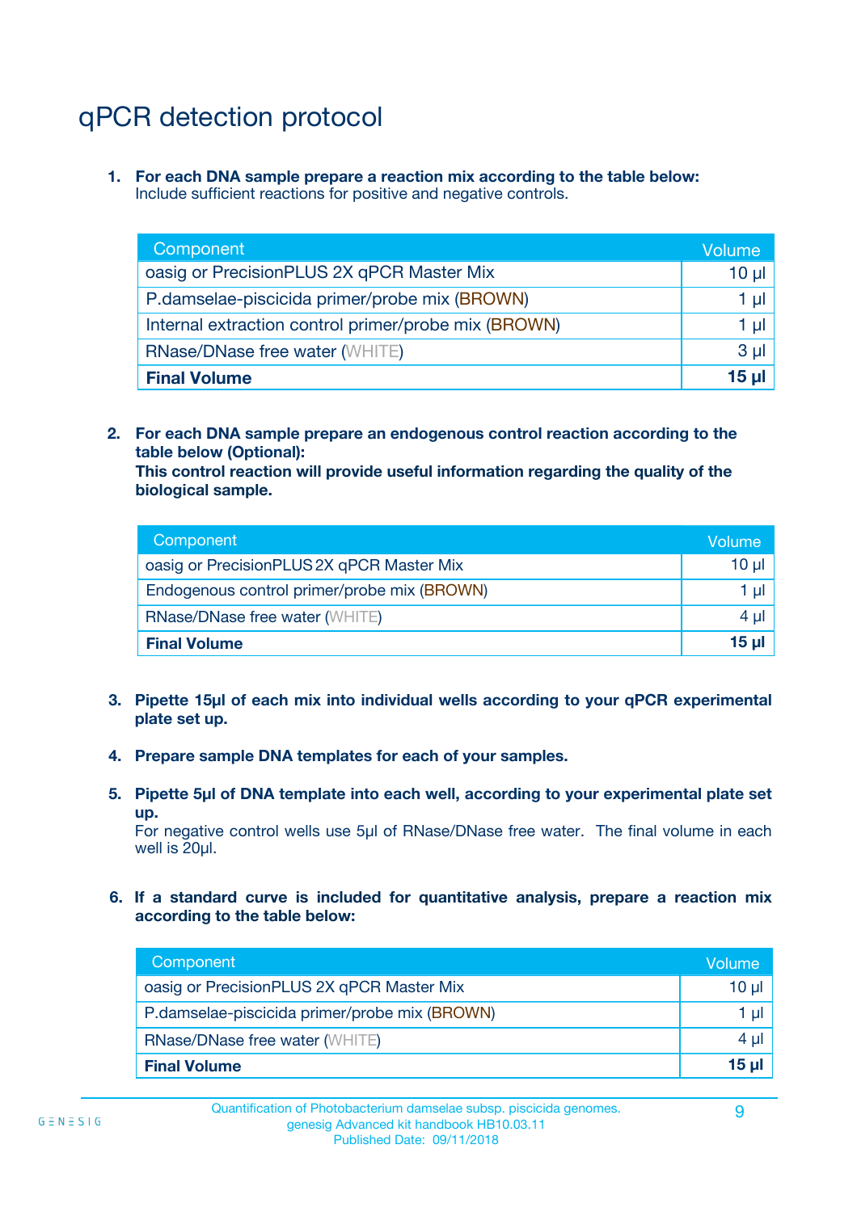# qPCR detection protocol

1. **For each DNA sample prepare a reaction mix according to the table below:**
   Include sufficient reactions for positive and negative controls.

| Component | Volume |
|---|---|
| oasig or PrecisionPLUS 2X qPCR Master Mix | 10 µl |
| P.damselae-piscicida primer/probe mix (BROWN) | 1 µl |
| Internal extraction control primer/probe mix (BROWN) | 1 µl |
| RNase/DNase free water (WHITE) | 3 µl |
| **Final Volume** | **15 µl** |

2. **For each DNA sample prepare an endogenous control reaction according to the table below (Optional):**
   **This control reaction will provide useful information regarding the quality of the biological sample.**

| Component | Volume |
|---|---|
| oasig or PrecisionPLUS 2X qPCR Master Mix | 10 µl |
| Endogenous control primer/probe mix (BROWN) | 1 µl |
| RNase/DNase free water (WHITE) | 4 µl |
| **Final Volume** | **15 µl** |

3. **Pipette 15µl of each mix into individual wells according to your qPCR experimental plate set up.**

4. **Prepare sample DNA templates for each of your samples.**

5. **Pipette 5µl of DNA template into each well, according to your experimental plate set up.**
   For negative control wells use 5µl of RNase/DNase free water. The final volume in each well is 20µl.

6. **If a standard curve is included for quantitative analysis, prepare a reaction mix according to the table below:**

| Component | Volume |
|---|---|
| oasig or PrecisionPLUS 2X qPCR Master Mix | 10 µl |
| P.damselae-piscicida primer/probe mix (BROWN) | 1 µl |
| RNase/DNase free water (WHITE) | 4 µl |
| **Final Volume** | **15 µl** |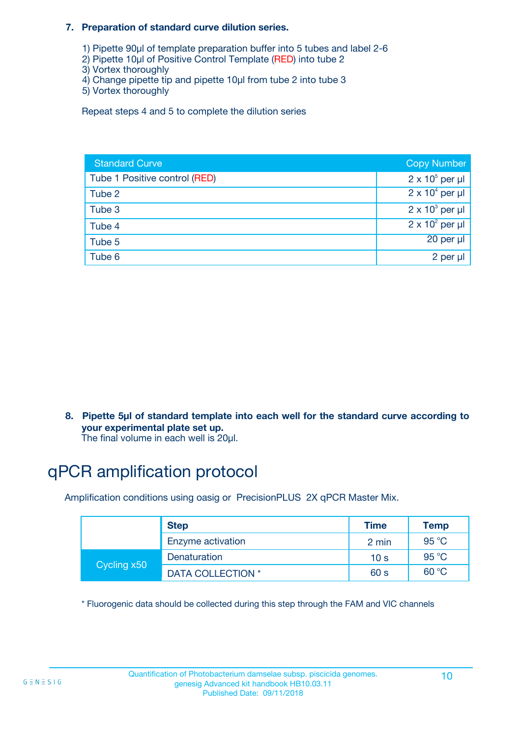**7. Preparation of standard curve dilution series.**

1) Pipette 90µl of template preparation buffer into 5 tubes and label 2-6
2) Pipette 10µl of Positive Control Template (RED) into tube 2
3) Vortex thoroughly
4) Change pipette tip and pipette 10µl from tube 2 into tube 3
5) Vortex thoroughly

Repeat steps 4 and 5 to complete the dilution series

| Standard Curve | Copy Number |
|---|---|
| Tube 1 Positive control (RED) | $2 \times 10^5$ per µl |
| Tube 2 | $2 \times 10^4$ per µl |
| Tube 3 | $2 \times 10^3$ per µl |
| Tube 4 | $2 \times 10^2$ per µl |
| Tube 5 | 20 per µl |
| Tube 6 | 2 per µl |

**8. Pipette 5µl of standard template into each well for the standard curve according to your experimental plate set up.**
The final volume in each well is 20µl.

# qPCR amplification protocol

Amplification conditions using oasig or PrecisionPLUS 2X qPCR Master Mix.

| | Step | Time | Temp |
|---|---|---|---|
| | Enzyme activation | 2 min | 95 °C |
| Cycling x50 | Denaturation | 10 s | 95 °C |
| | DATA COLLECTION * | 60 s | 60 °C |

* Fluorogenic data should be collected during this step through the FAM and VIC channels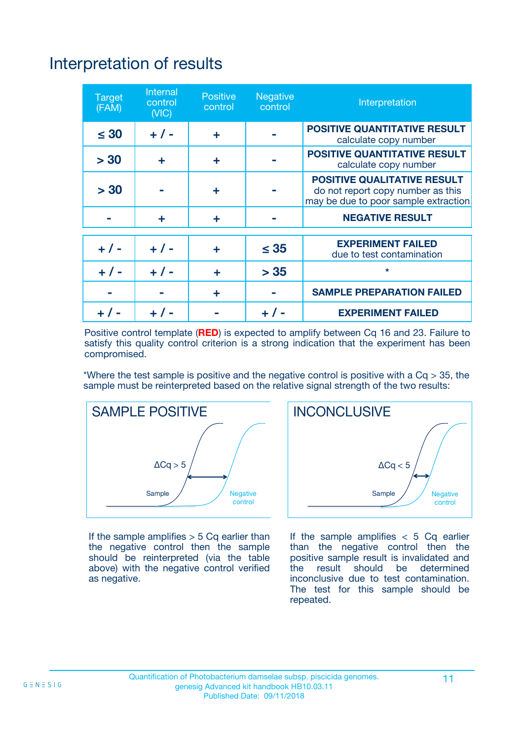# Interpretation of results

| Target (FAM) | Internal control (VIC) | Positive control | Negative control | Interpretation |
|---|---|---|---|---|
| ≤ 30 | + / - | + | - | **POSITIVE QUANTITATIVE RESULT** calculate copy number |
| > 30 | + | + | - | **POSITIVE QUANTITATIVE RESULT** calculate copy number |
| > 30 | - | + | - | **POSITIVE QUALITATIVE RESULT** do not report copy number as this may be due to poor sample extraction |
| - | + | + | - | **NEGATIVE RESULT** |
| + / - | + / - | + | ≤ 35 | **EXPERIMENT FAILED** due to test contamination |
| + / - | + / - | + | > 35 | * |
| - | - | + | - | **SAMPLE PREPARATION FAILED** |
| + / - | + / - | - | + / - | **EXPERIMENT FAILED** |

Positive control template (**RED**) is expected to amplify between Cq 16 and 23. Failure to satisfy this quality control criterion is a strong indication that the experiment has been compromised.

*Where the test sample is positive and the negative control is positive with a Cq > 35, the sample must be reinterpreted based on the relative signal strength of the two results:

## SAMPLE POSITIVE

ΔCq > 5

Sample

Negative control

If the sample amplifies > 5 Cq earlier than the negative control then the sample should be reinterpreted (via the table above) with the negative control verified as negative.

## INCONCLUSIVE

ΔCq < 5

Sample

Negative control

If the sample amplifies < 5 Cq earlier than the negative control then the positive sample result is invalidated and the result should be determined inconclusive due to test contamination. The test for this sample should be repeated.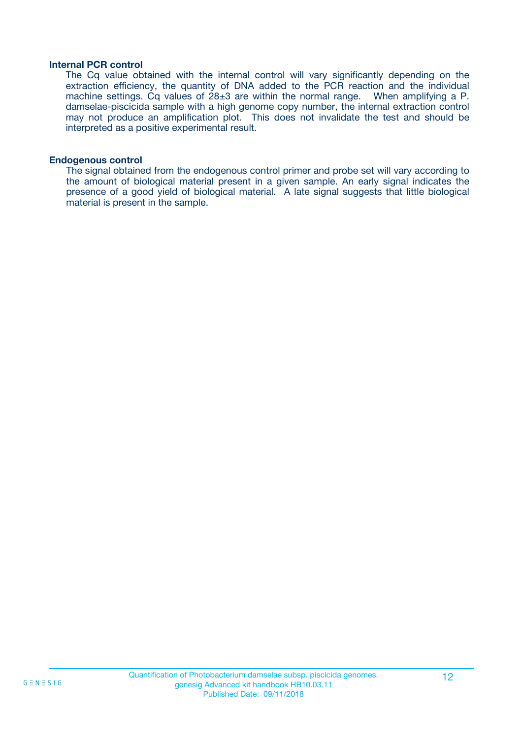### Internal PCR control

The Cq value obtained with the internal control will vary significantly depending on the extraction efficiency, the quantity of DNA added to the PCR reaction and the individual machine settings. Cq values of 28±3 are within the normal range. When amplifying a P. damselae-piscicida sample with a high genome copy number, the internal extraction control may not produce an amplification plot. This does not invalidate the test and should be interpreted as a positive experimental result.

### Endogenous control

The signal obtained from the endogenous control primer and probe set will vary according to the amount of biological material present in a given sample. An early signal indicates the presence of a good yield of biological material. A late signal suggests that little biological material is present in the sample.